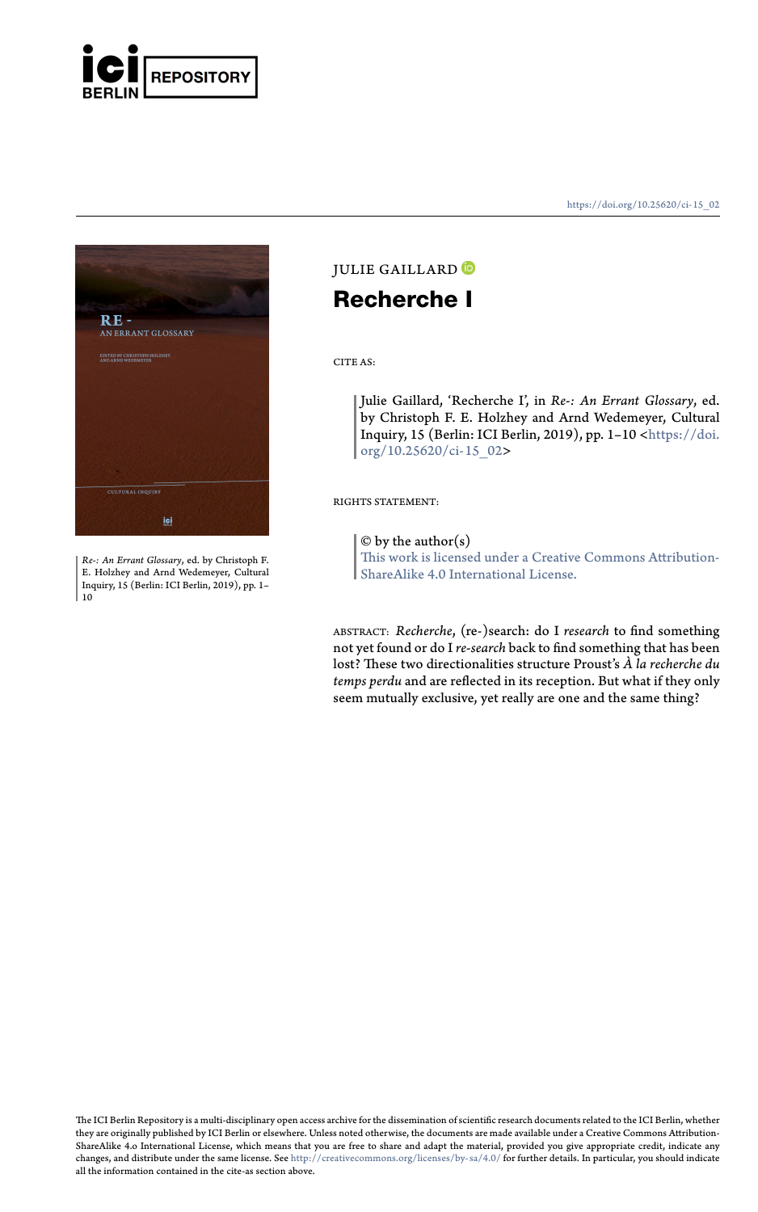ICI BERLIN REPOSITORY

https://doi.org/10.25620/ci-15_02

*Re-: An Errant Glossary*, ed. by Christoph F. E. Holzhey and Arnd Wedemeyer, Cultural Inquiry, 15 (Berlin: ICI Berlin, 2019), pp. 1–10

JULIE GAILLARD

# Recherche I

CITE AS:

> Julie Gaillard, 'Recherche I', in *Re-: An Errant Glossary*, ed. by Christoph F. E. Holzhey and Arnd Wedemeyer, Cultural Inquiry, 15 (Berlin: ICI Berlin, 2019), pp. 1–10 <https://doi.org/10.25620/ci-15_02>

RIGHTS STATEMENT:

> © by the author(s)
> This work is licensed under a Creative Commons Attribution-ShareAlike 4.0 International License.

ABSTRACT: *Recherche*, (re-)search: do I *research* to find something not yet found or do I *re-search* back to find something that has been lost? These two directionalities structure Proust's *À la recherche du temps perdu* and are reflected in its reception. But what if they only seem mutually exclusive, yet really are one and the same thing?

The ICI Berlin Repository is a multi-disciplinary open access archive for the dissemination of scientific research documents related to the ICI Berlin, whether they are originally published by ICI Berlin or elsewhere. Unless noted otherwise, the documents are made available under a Creative Commons Attribution-ShareAlike 4.0 International License, which means that you are free to share and adapt the material, provided you give appropriate credit, indicate any changes, and distribute under the same license. See http://creativecommons.org/licenses/by-sa/4.0/ for further details. In particular, you should indicate all the information contained in the cite-as section above.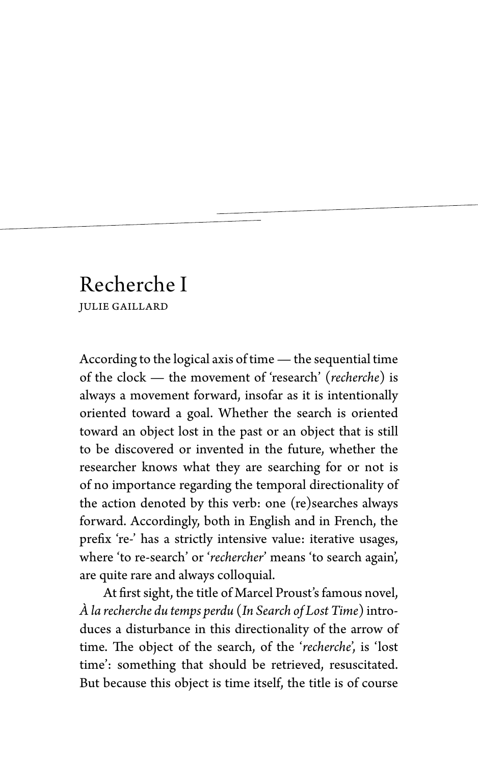# Recherche I

JULIE GAILLARD

According to the logical axis of time — the sequential time of the clock — the movement of 'research' (*recherche*) is always a movement forward, insofar as it is intentionally oriented toward a goal. Whether the search is oriented toward an object lost in the past or an object that is still to be discovered or invented in the future, whether the researcher knows what they are searching for or not is of no importance regarding the temporal directionality of the action denoted by this verb: one (re)searches always forward. Accordingly, both in English and in French, the prefix 're-' has a strictly intensive value: iterative usages, where 'to re-search' or '*rechercher*' means 'to search again', are quite rare and always colloquial.

At first sight, the title of Marcel Proust's famous novel, *À la recherche du temps perdu* (*In Search of Lost Time*) introduces a disturbance in this directionality of the arrow of time. The object of the search, of the '*recherche*', is 'lost time': something that should be retrieved, resuscitated. But because this object is time itself, the title is of course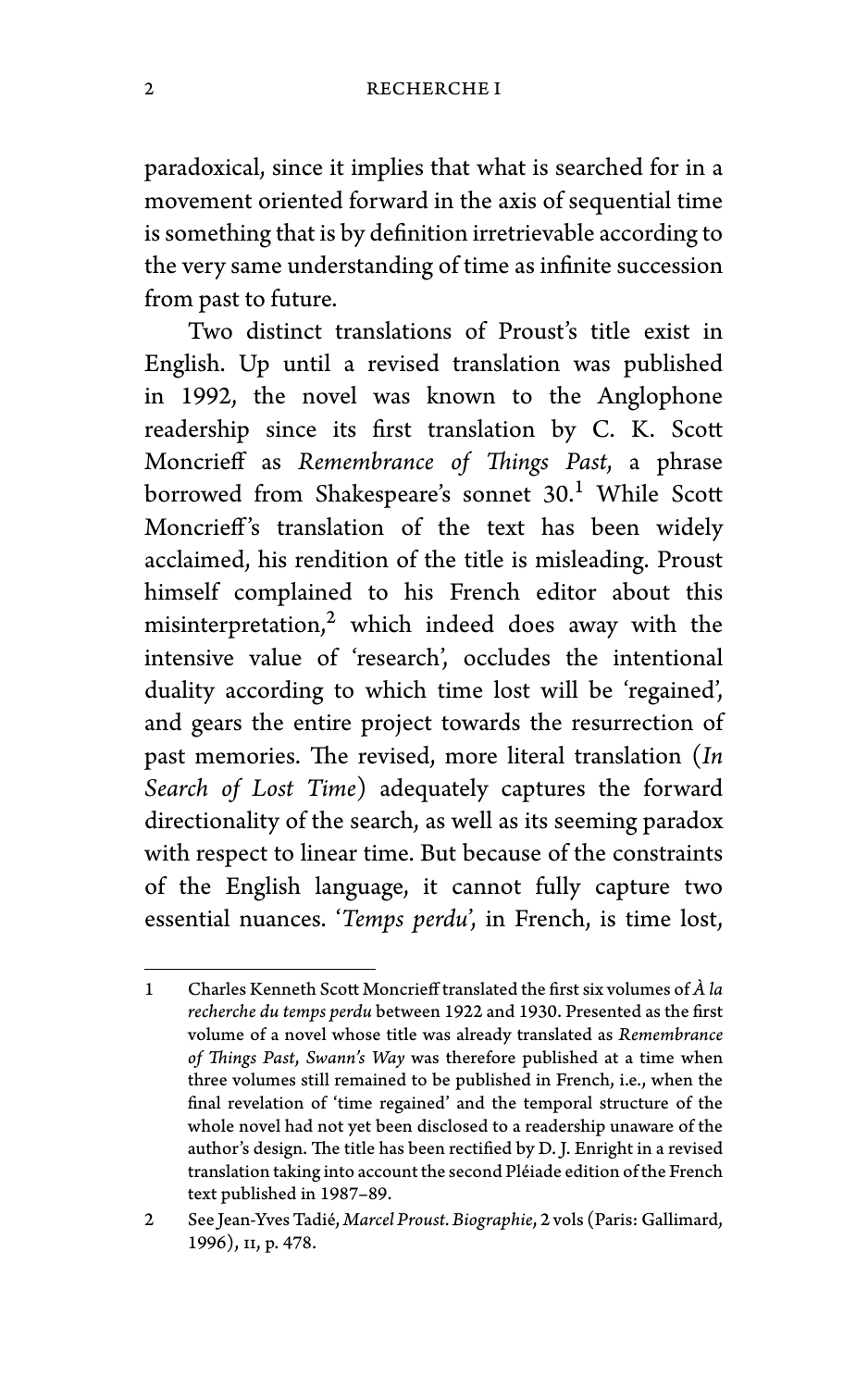paradoxical, since it implies that what is searched for in a movement oriented forward in the axis of sequential time is something that is by definition irretrievable according to the very same understanding of time as infinite succession from past to future.

Two distinct translations of Proust's title exist in English. Up until a revised translation was published in 1992, the novel was known to the Anglophone readership since its first translation by C. K. Scott Moncrieff as *Remembrance of Things Past*, a phrase borrowed from Shakespeare's sonnet 30.[1] While Scott Moncrieff's translation of the text has been widely acclaimed, his rendition of the title is misleading. Proust himself complained to his French editor about this misinterpretation,[2] which indeed does away with the intensive value of 'research', occludes the intentional duality according to which time lost will be 'regained', and gears the entire project towards the resurrection of past memories. The revised, more literal translation (*In Search of Lost Time*) adequately captures the forward directionality of the search, as well as its seeming paradox with respect to linear time. But because of the constraints of the English language, it cannot fully capture two essential nuances. '*Temps perdu*', in French, is time lost,

---

1 Charles Kenneth Scott Moncrieff translated the first six volumes of *À la recherche du temps perdu* between 1922 and 1930. Presented as the first volume of a novel whose title was already translated as *Remembrance of Things Past*, *Swann's Way* was therefore published at a time when three volumes still remained to be published in French, i.e., when the final revelation of 'time regained' and the temporal structure of the whole novel had not yet been disclosed to a readership unaware of the author's design. The title has been rectified by D. J. Enright in a revised translation taking into account the second Pléiade edition of the French text published in 1987–89.

2 See Jean-Yves Tadié, *Marcel Proust. Biographie*, 2 vols (Paris: Gallimard, 1996), II, p. 478.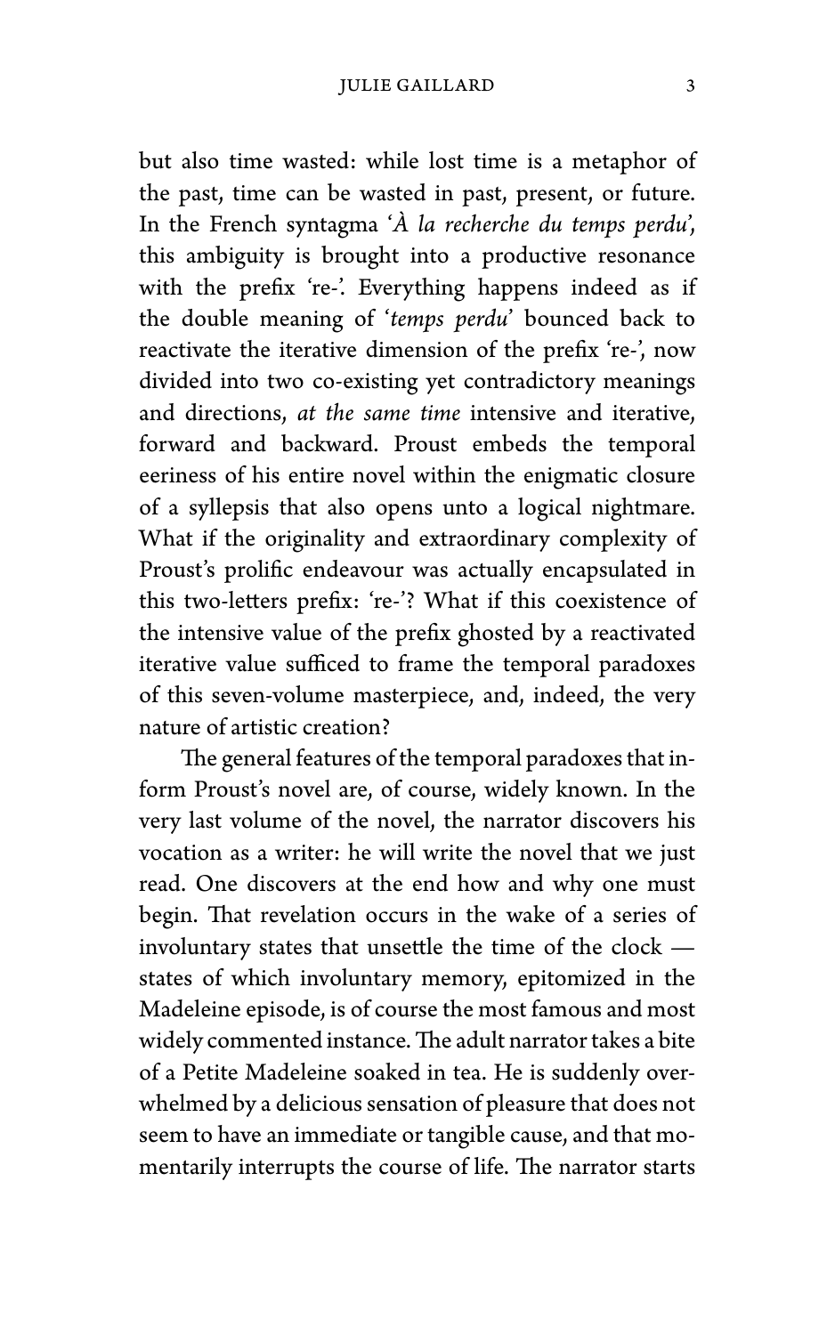but also time wasted: while lost time is a metaphor of the past, time can be wasted in past, present, or future. In the French syntagma '*À la recherche du temps perdu*', this ambiguity is brought into a productive resonance with the prefix 're-'. Everything happens indeed as if the double meaning of '*temps perdu*' bounced back to reactivate the iterative dimension of the prefix 're-', now divided into two co-existing yet contradictory meanings and directions, *at the same time* intensive and iterative, forward and backward. Proust embeds the temporal eeriness of his entire novel within the enigmatic closure of a syllepsis that also opens unto a logical nightmare. What if the originality and extraordinary complexity of Proust's prolific endeavour was actually encapsulated in this two-letters prefix: 're-'? What if this coexistence of the intensive value of the prefix ghosted by a reactivated iterative value sufficed to frame the temporal paradoxes of this seven-volume masterpiece, and, indeed, the very nature of artistic creation?

The general features of the temporal paradoxes that inform Proust's novel are, of course, widely known. In the very last volume of the novel, the narrator discovers his vocation as a writer: he will write the novel that we just read. One discovers at the end how and why one must begin. That revelation occurs in the wake of a series of involuntary states that unsettle the time of the clock — states of which involuntary memory, epitomized in the Madeleine episode, is of course the most famous and most widely commented instance. The adult narrator takes a bite of a Petite Madeleine soaked in tea. He is suddenly overwhelmed by a delicious sensation of pleasure that does not seem to have an immediate or tangible cause, and that momentarily interrupts the course of life. The narrator starts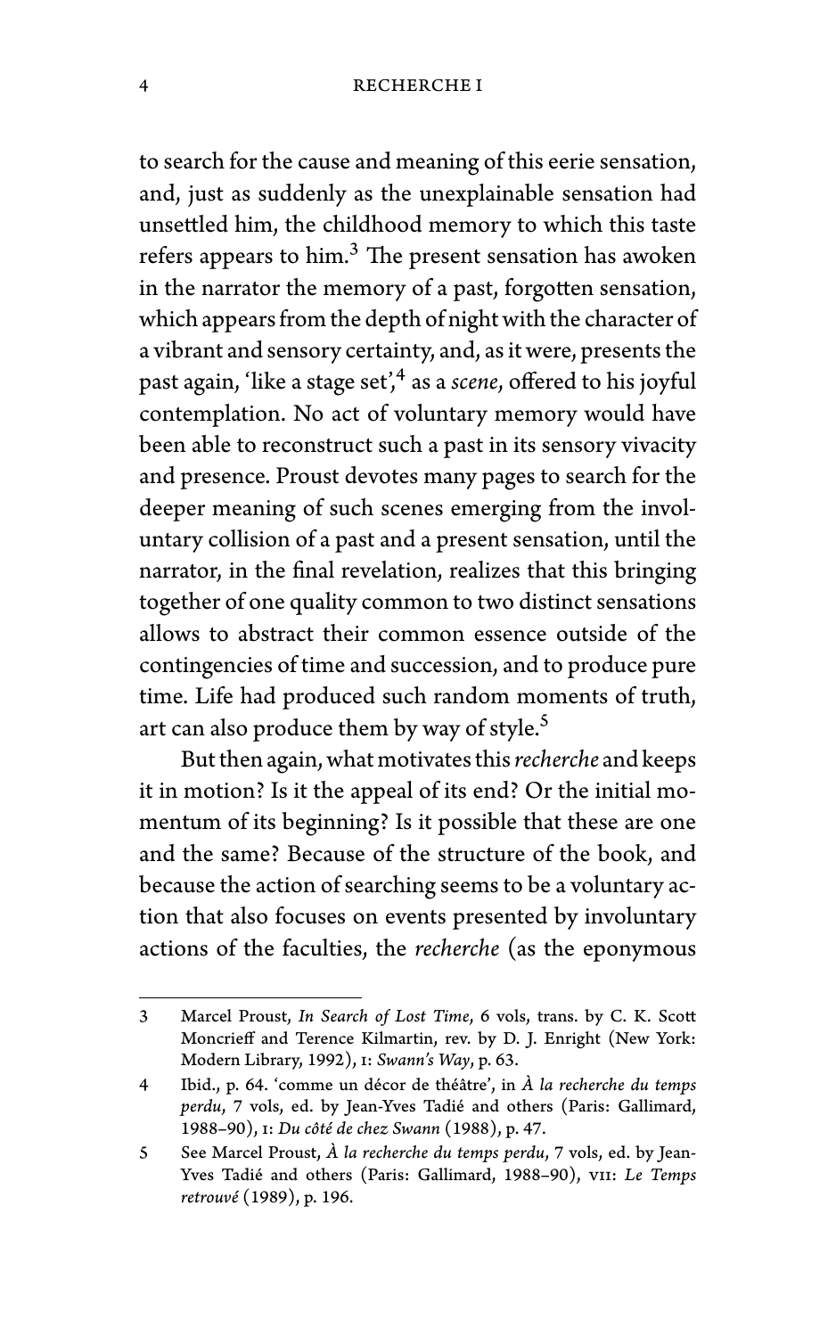to search for the cause and meaning of this eerie sensation, and, just as suddenly as the unexplainable sensation had unsettled him, the childhood memory to which this taste refers appears to him.[3] The present sensation has awoken in the narrator the memory of a past, forgotten sensation, which appears from the depth of night with the character of a vibrant and sensory certainty, and, as it were, presents the past again, 'like a stage set',[4] as a *scene*, offered to his joyful contemplation. No act of voluntary memory would have been able to reconstruct such a past in its sensory vivacity and presence. Proust devotes many pages to search for the deeper meaning of such scenes emerging from the involuntary collision of a past and a present sensation, until the narrator, in the final revelation, realizes that this bringing together of one quality common to two distinct sensations allows to abstract their common essence outside of the contingencies of time and succession, and to produce pure time. Life had produced such random moments of truth, art can also produce them by way of style.[5]

But then again, what motivates this *recherche* and keeps it in motion? Is it the appeal of its end? Or the initial momentum of its beginning? Is it possible that these are one and the same? Because of the structure of the book, and because the action of searching seems to be a voluntary action that also focuses on events presented by involuntary actions of the faculties, the *recherche* (as the eponymous

---

3 Marcel Proust, *In Search of Lost Time*, 6 vols, trans. by C. K. Scott Moncrieff and Terence Kilmartin, rev. by D. J. Enright (New York: Modern Library, 1992), I: *Swann's Way*, p. 63.

4 Ibid., p. 64. 'comme un décor de théâtre', in *À la recherche du temps perdu*, 7 vols, ed. by Jean-Yves Tadié and others (Paris: Gallimard, 1988–90), I: *Du côté de chez Swann* (1988), p. 47.

5 See Marcel Proust, *À la recherche du temps perdu*, 7 vols, ed. by Jean-Yves Tadié and others (Paris: Gallimard, 1988–90), VII: *Le Temps retrouvé* (1989), p. 196.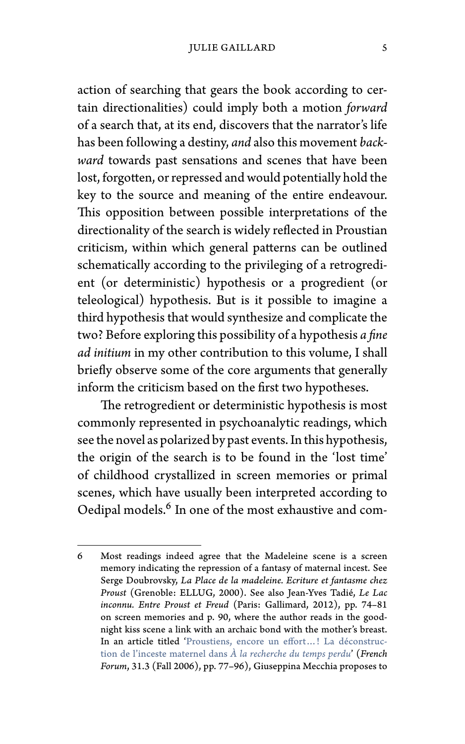action of searching that gears the book according to certain directionalities) could imply both a motion *forward* of a search that, at its end, discovers that the narrator's life has been following a destiny, *and* also this movement *backward* towards past sensations and scenes that have been lost, forgotten, or repressed and would potentially hold the key to the source and meaning of the entire endeavour. This opposition between possible interpretations of the directionality of the search is widely reflected in Proustian criticism, within which general patterns can be outlined schematically according to the privileging of a retrogredient (or deterministic) hypothesis or a progredient (or teleological) hypothesis. But is it possible to imagine a third hypothesis that would synthesize and complicate the two? Before exploring this possibility of a hypothesis *a fine ad initium* in my other contribution to this volume, I shall briefly observe some of the core arguments that generally inform the criticism based on the first two hypotheses.

The retrogredient or deterministic hypothesis is most commonly represented in psychoanalytic readings, which see the novel as polarized by past events. In this hypothesis, the origin of the search is to be found in the 'lost time' of childhood crystallized in screen memories or primal scenes, which have usually been interpreted according to Oedipal models.[6] In one of the most exhaustive and com-

---

6 Most readings indeed agree that the Madeleine scene is a screen memory indicating the repression of a fantasy of maternal incest. See Serge Doubrovsky, *La Place de la madeleine. Ecriture et fantasme chez Proust* (Grenoble: ELLUG, 2000). See also Jean-Yves Tadié, *Le Lac inconnu. Entre Proust et Freud* (Paris: Gallimard, 2012), pp. 74–81 on screen memories and p. 90, where the author reads in the good-night kiss scene a link with an archaic bond with the mother's breast. In an article titled 'Proustiens, encore un effort…! La déconstruction de l'inceste maternel dans *À la recherche du temps perdu*' (*French Forum*, 31.3 (Fall 2006), pp. 77–96), Giuseppina Mecchia proposes to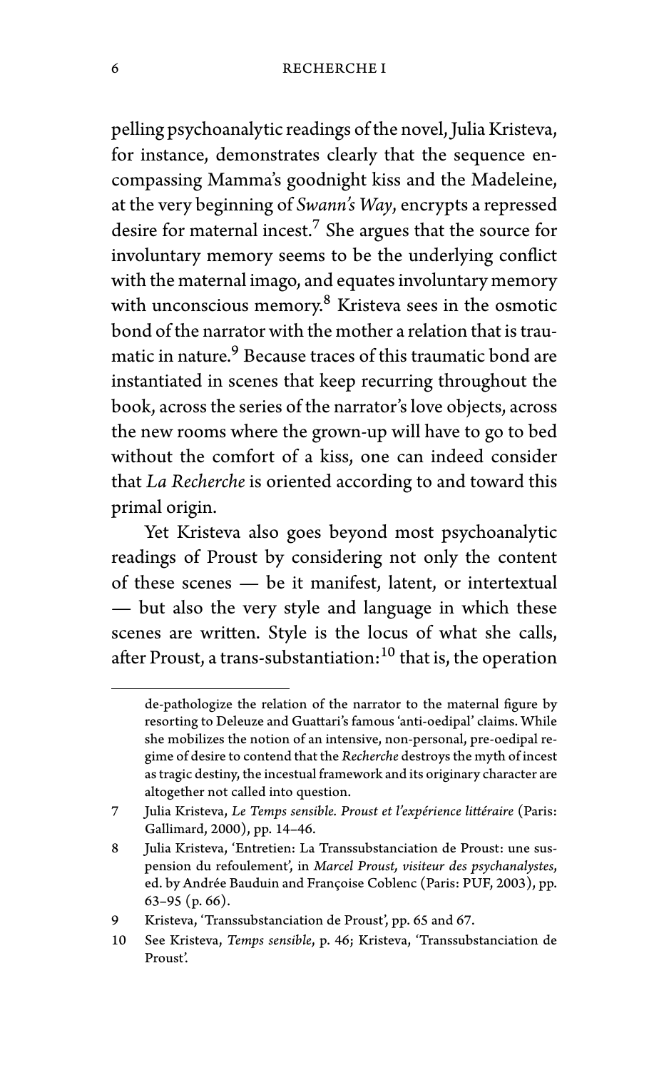pelling psychoanalytic readings of the novel, Julia Kristeva, for instance, demonstrates clearly that the sequence encompassing Mamma's goodnight kiss and the Madeleine, at the very beginning of *Swann's Way*, encrypts a repressed desire for maternal incest.[7] She argues that the source for involuntary memory seems to be the underlying conflict with the maternal imago, and equates involuntary memory with unconscious memory.[8] Kristeva sees in the osmotic bond of the narrator with the mother a relation that is traumatic in nature.[9] Because traces of this traumatic bond are instantiated in scenes that keep recurring throughout the book, across the series of the narrator's love objects, across the new rooms where the grown-up will have to go to bed without the comfort of a kiss, one can indeed consider that *La Recherche* is oriented according to and toward this primal origin.

Yet Kristeva also goes beyond most psychoanalytic readings of Proust by considering not only the content of these scenes — be it manifest, latent, or intertextual — but also the very style and language in which these scenes are written. Style is the locus of what she calls, after Proust, a trans-substantiation:[10] that is, the operation

---

de-pathologize the relation of the narrator to the maternal figure by resorting to Deleuze and Guattari's famous 'anti-oedipal' claims. While she mobilizes the notion of an intensive, non-personal, pre-oedipal regime of desire to contend that the *Recherche* destroys the myth of incest as tragic destiny, the incestual framework and its originary character are altogether not called into question.

7 Julia Kristeva, *Le Temps sensible. Proust et l'expérience littéraire* (Paris: Gallimard, 2000), pp. 14–46.

8 Julia Kristeva, 'Entretien: La Transsubstanciation de Proust: une suspension du refoulement', in *Marcel Proust, visiteur des psychanalystes*, ed. by Andrée Bauduin and Françoise Coblenc (Paris: PUF, 2003), pp. 63–95 (p. 66).

9 Kristeva, 'Transsubstanciation de Proust', pp. 65 and 67.

10 See Kristeva, *Temps sensible*, p. 46; Kristeva, 'Transsubstanciation de Proust'.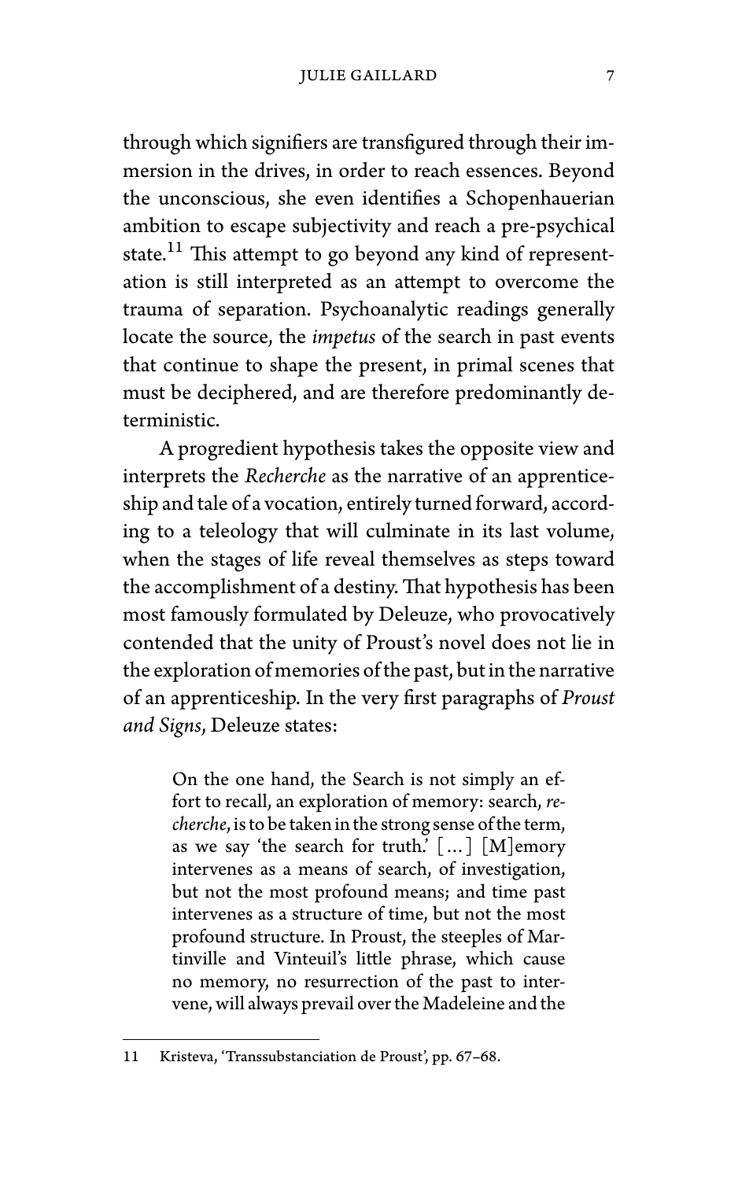through which signifiers are transfigured through their immersion in the drives, in order to reach essences. Beyond the unconscious, she even identifies a Schopenhauerian ambition to escape subjectivity and reach a pre-psychical state.[11] This attempt to go beyond any kind of representation is still interpreted as an attempt to overcome the trauma of separation. Psychoanalytic readings generally locate the source, the *impetus* of the search in past events that continue to shape the present, in primal scenes that must be deciphered, and are therefore predominantly deterministic.

A progredient hypothesis takes the opposite view and interprets the *Recherche* as the narrative of an apprenticeship and tale of a vocation, entirely turned forward, according to a teleology that will culminate in its last volume, when the stages of life reveal themselves as steps toward the accomplishment of a destiny. That hypothesis has been most famously formulated by Deleuze, who provocatively contended that the unity of Proust's novel does not lie in the exploration of memories of the past, but in the narrative of an apprenticeship. In the very first paragraphs of *Proust and Signs*, Deleuze states:

> On the one hand, the Search is not simply an effort to recall, an exploration of memory: search, *recherche*, is to be taken in the strong sense of the term, as we say 'the search for truth.' [...] [M]emory intervenes as a means of search, of investigation, but not the most profound means; and time past intervenes as a structure of time, but not the most profound structure. In Proust, the steeples of Martinville and Vinteuil's little phrase, which cause no memory, no resurrection of the past to intervene, will always prevail over the Madeleine and the

11 Kristeva, 'Transsubstanciation de Proust', pp. 67–68.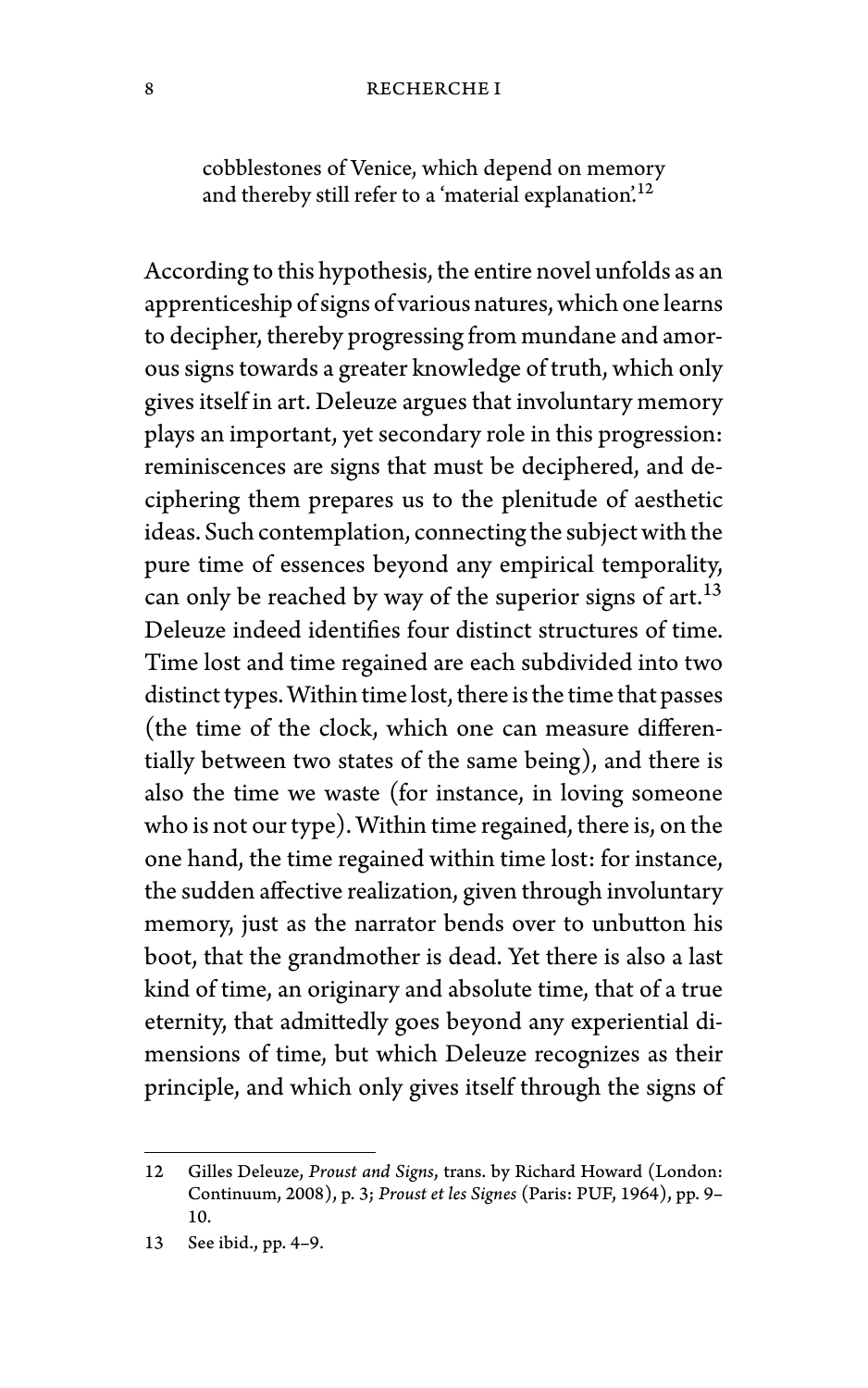> cobblestones of Venice, which depend on memory and thereby still refer to a 'material explanation'.[12]

According to this hypothesis, the entire novel unfolds as an apprenticeship of signs of various natures, which one learns to decipher, thereby progressing from mundane and amorous signs towards a greater knowledge of truth, which only gives itself in art. Deleuze argues that involuntary memory plays an important, yet secondary role in this progression: reminiscences are signs that must be deciphered, and deciphering them prepares us to the plenitude of aesthetic ideas. Such contemplation, connecting the subject with the pure time of essences beyond any empirical temporality, can only be reached by way of the superior signs of art.[13] Deleuze indeed identifies four distinct structures of time. Time lost and time regained are each subdivided into two distinct types. Within time lost, there is the time that passes (the time of the clock, which one can measure differentially between two states of the same being), and there is also the time we waste (for instance, in loving someone who is not our type). Within time regained, there is, on the one hand, the time regained within time lost: for instance, the sudden affective realization, given through involuntary memory, just as the narrator bends over to unbutton his boot, that the grandmother is dead. Yet there is also a last kind of time, an originary and absolute time, that of a true eternity, that admittedly goes beyond any experiential dimensions of time, but which Deleuze recognizes as their principle, and which only gives itself through the signs of

---

12 Gilles Deleuze, *Proust and Signs*, trans. by Richard Howard (London: Continuum, 2008), p. 3; *Proust et les Signes* (Paris: PUF, 1964), pp. 9–10.

13 See ibid., pp. 4–9.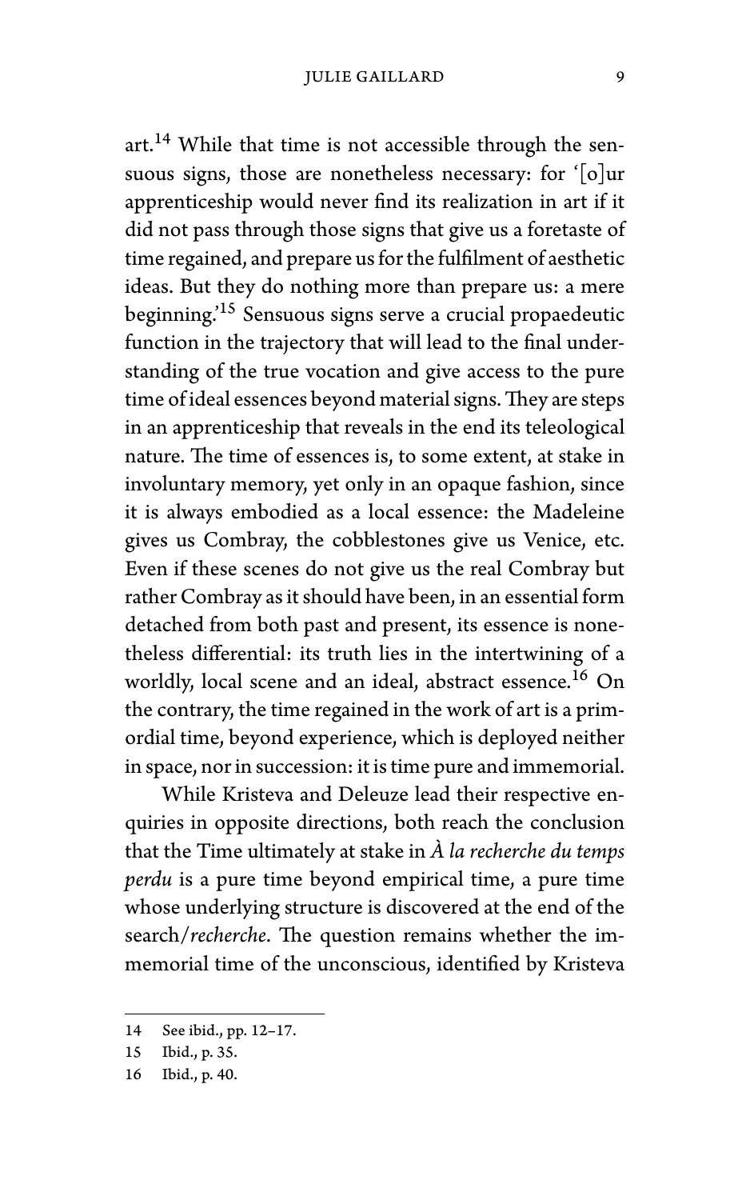art.[14] While that time is not accessible through the sensuous signs, those are nonetheless necessary: for '[o]ur apprenticeship would never find its realization in art if it did not pass through those signs that give us a foretaste of time regained, and prepare us for the fulfilment of aesthetic ideas. But they do nothing more than prepare us: a mere beginning.'[15] Sensuous signs serve a crucial propaedeutic function in the trajectory that will lead to the final understanding of the true vocation and give access to the pure time of ideal essences beyond material signs. They are steps in an apprenticeship that reveals in the end its teleological nature. The time of essences is, to some extent, at stake in involuntary memory, yet only in an opaque fashion, since it is always embodied as a local essence: the Madeleine gives us Combray, the cobblestones give us Venice, etc. Even if these scenes do not give us the real Combray but rather Combray as it should have been, in an essential form detached from both past and present, its essence is nonetheless differential: its truth lies in the intertwining of a worldly, local scene and an ideal, abstract essence.[16] On the contrary, the time regained in the work of art is a primordial time, beyond experience, which is deployed neither in space, nor in succession: it is time pure and immemorial.

While Kristeva and Deleuze lead their respective enquiries in opposite directions, both reach the conclusion that the Time ultimately at stake in *À la recherche du temps perdu* is a pure time beyond empirical time, a pure time whose underlying structure is discovered at the end of the search/*recherche*. The question remains whether the immemorial time of the unconscious, identified by Kristeva

---

14 See ibid., pp. 12–17.

15 Ibid., p. 35.

16 Ibid., p. 40.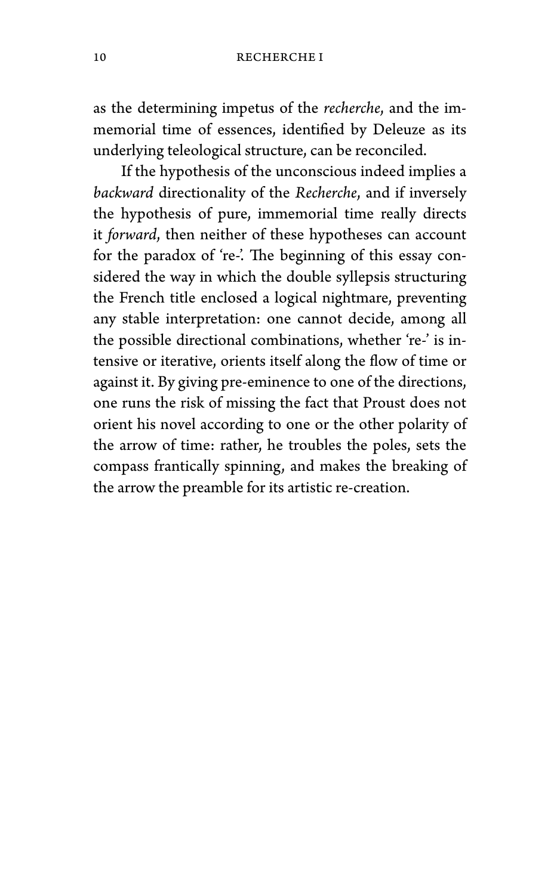as the determining impetus of the *recherche*, and the immemorial time of essences, identified by Deleuze as its underlying teleological structure, can be reconciled.

If the hypothesis of the unconscious indeed implies a *backward* directionality of the *Recherche*, and if inversely the hypothesis of pure, immemorial time really directs it *forward*, then neither of these hypotheses can account for the paradox of 're-'. The beginning of this essay considered the way in which the double syllepsis structuring the French title enclosed a logical nightmare, preventing any stable interpretation: one cannot decide, among all the possible directional combinations, whether 're-' is intensive or iterative, orients itself along the flow of time or against it. By giving pre-eminence to one of the directions, one runs the risk of missing the fact that Proust does not orient his novel according to one or the other polarity of the arrow of time: rather, he troubles the poles, sets the compass frantically spinning, and makes the breaking of the arrow the preamble for its artistic re-creation.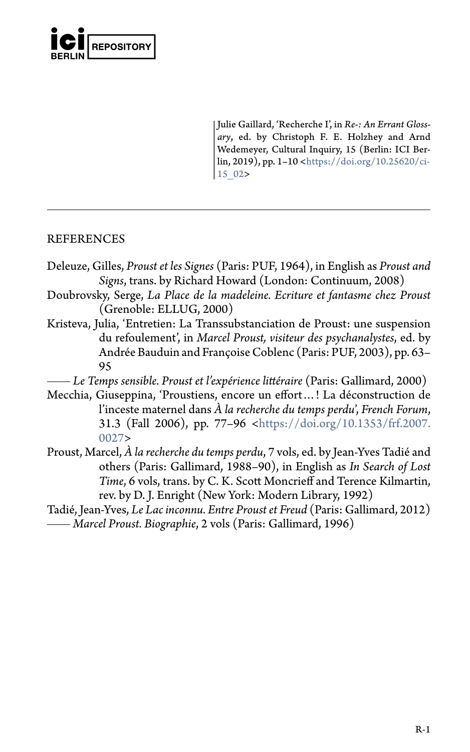Julie Gaillard, 'Recherche I', in *Re-: An Errant Glossary*, ed. by Christoph F. E. Holzhey and Arnd Wedemeyer, Cultural Inquiry, 15 (Berlin: ICI Berlin, 2019), pp. 1–10 <https://doi.org/10.25620/ci-15_02>

---

## REFERENCES

Deleuze, Gilles, *Proust et les Signes* (Paris: PUF, 1964), in English as *Proust and Signs*, trans. by Richard Howard (London: Continuum, 2008)

Doubrovsky, Serge, *La Place de la madeleine. Ecriture et fantasme chez Proust* (Grenoble: ELLUG, 2000)

Kristeva, Julia, 'Entretien: La Transsubstanciation de Proust: une suspension du refoulement', in *Marcel Proust, visiteur des psychanalystes*, ed. by Andrée Bauduin and Françoise Coblenc (Paris: PUF, 2003), pp. 63–95

—— *Le Temps sensible. Proust et l'expérience littéraire* (Paris: Gallimard, 2000)

Mecchia, Giuseppina, 'Proustiens, encore un effort… ! La déconstruction de l'inceste maternel dans *À la recherche du temps perdu*', *French Forum*, 31.3 (Fall 2006), pp. 77–96 <https://doi.org/10.1353/frf.2007.0027>

Proust, Marcel, *À la recherche du temps perdu*, 7 vols, ed. by Jean-Yves Tadié and others (Paris: Gallimard, 1988–90), in English as *In Search of Lost Time*, 6 vols, trans. by C. K. Scott Moncrieff and Terence Kilmartin, rev. by D. J. Enright (New York: Modern Library, 1992)

Tadié, Jean-Yves, *Le Lac inconnu. Entre Proust et Freud* (Paris: Gallimard, 2012)

—— *Marcel Proust. Biographie*, 2 vols (Paris: Gallimard, 1996)